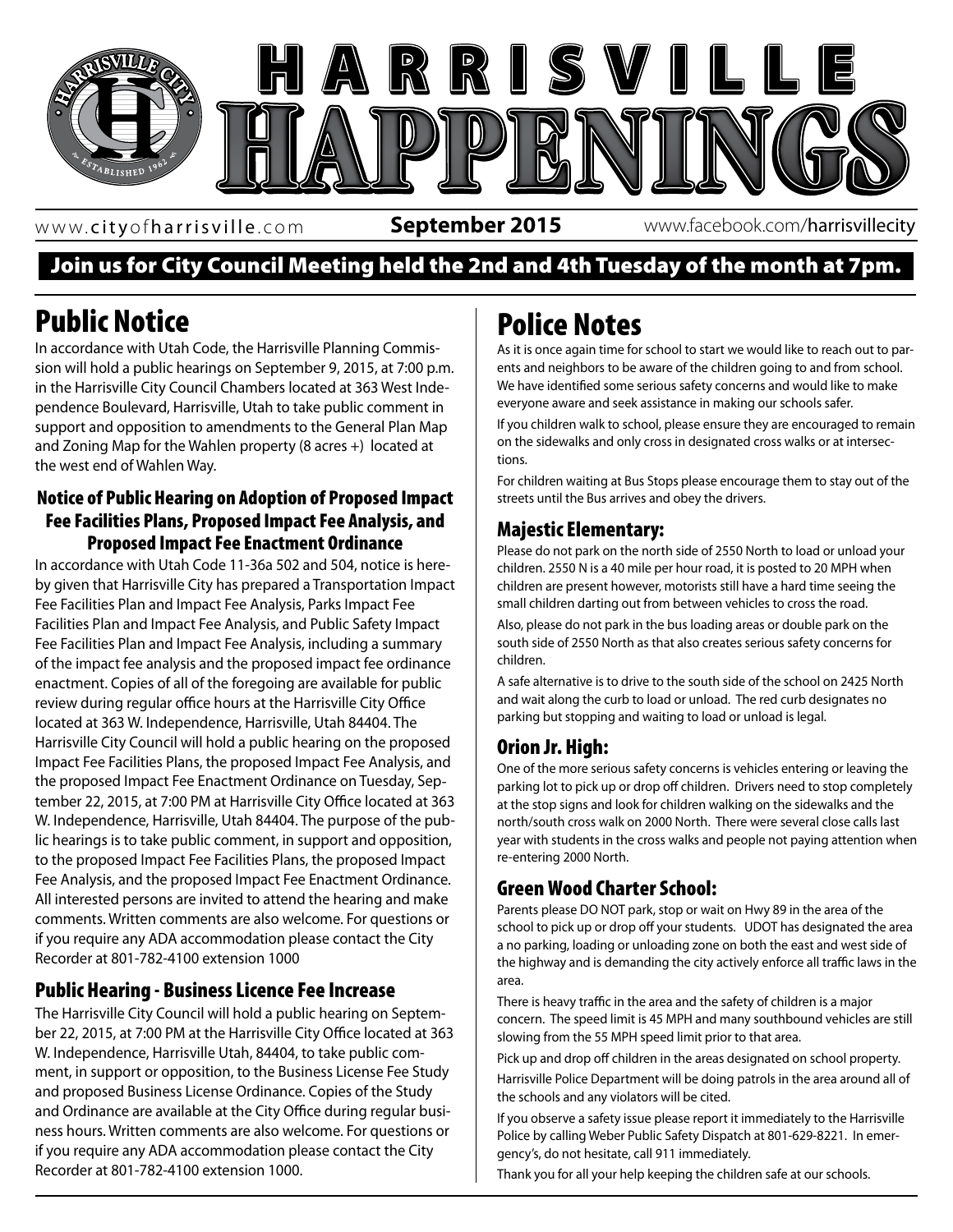# HARRISVILLE HAPPENINGS

www.cityofharrisville.com **September 2015** www.facebook.com/harrisvillecity

**Join us for City Council Meeting held the 2nd and 4th Tuesday of the month at 7pm.**

## Public Notice

In accordance with Utah Code, the Harrisville Planning Commission will hold a public hearings on September 9, 2015, at 7:00 p.m. in the Harrisville City Council Chambers located at 363 West Independence Boulevard, Harrisville, Utah to take public comment in support and opposition to amendments to the General Plan Map and Zoning Map for the Wahlen property (8 acres +) located at the west end of Wahlen Way.

### Notice of Public Hearing on Adoption of Proposed Impact Fee Facilities Plans, Proposed Impact Fee Analysis, and Proposed Impact Fee Enactment Ordinance

In accordance with Utah Code 11-36a 502 and 504, notice is hereby given that Harrisville City has prepared a Transportation Impact Fee Facilities Plan and Impact Fee Analysis, Parks Impact Fee Facilities Plan and Impact Fee Analysis, and Public Safety Impact Fee Facilities Plan and Impact Fee Analysis, including a summary of the impact fee analysis and the proposed impact fee ordinance enactment. Copies of all of the foregoing are available for public review during regular office hours at the Harrisville City Office located at 363 W. Independence, Harrisville, Utah 84404. The Harrisville City Council will hold a public hearing on the proposed Impact Fee Facilities Plans, the proposed Impact Fee Analysis, and the proposed Impact Fee Enactment Ordinance on Tuesday, September 22, 2015, at 7:00 PM at Harrisville City Office located at 363 W. Independence, Harrisville, Utah 84404. The purpose of the public hearings is to take public comment, in support and opposition, to the proposed Impact Fee Facilities Plans, the proposed Impact Fee Analysis, and the proposed Impact Fee Enactment Ordinance. All interested persons are invited to attend the hearing and make comments. Written comments are also welcome. For questions or if you require any ADA accommodation please contact the City Recorder at 801-782-4100 extension 1000

### Public Hearing - Business Licence Fee Increase

The Harrisville City Council will hold a public hearing on September 22, 2015, at 7:00 PM at the Harrisville City Office located at 363 W. Independence, Harrisville Utah, 84404, to take public comment, in support or opposition, to the Business License Fee Study and proposed Business License Ordinance. Copies of the Study and Ordinance are available at the City Office during regular business hours. Written comments are also welcome. For questions or if you require any ADA accommodation please contact the City Recorder at 801-782-4100 extension 1000.

## Police Notes

As it is once again time for school to start we would like to reach out to parents and neighbors to be aware of the children going to and from school. We have identified some serious safety concerns and would like to make everyone aware and seek assistance in making our schools safer.

If you children walk to school, please ensure they are encouraged to remain on the sidewalks and only cross in designated cross walks or at intersections.

For children waiting at Bus Stops please encourage them to stay out of the streets until the Bus arrives and obey the drivers.

### Majestic Elementary:

Please do not park on the north side of 2550 North to load or unload your children. 2550 N is a 40 mile per hour road, it is posted to 20 MPH when children are present however, motorists still have a hard time seeing the small children darting out from between vehicles to cross the road.

Also, please do not park in the bus loading areas or double park on the south side of 2550 North as that also creates serious safety concerns for children.

A safe alternative is to drive to the south side of the school on 2425 North and wait along the curb to load or unload. The red curb designates no parking but stopping and waiting to load or unload is legal.

### Orion Jr. High:

One of the more serious safety concerns is vehicles entering or leaving the parking lot to pick up or drop off children. Drivers need to stop completely at the stop signs and look for children walking on the sidewalks and the north/south cross walk on 2000 North. There were several close calls last year with students in the cross walks and people not paying attention when re-entering 2000 North.

### Green Wood Charter School:

Parents please DO NOT park, stop or wait on Hwy 89 in the area of the school to pick up or drop off your students. UDOT has designated the area a no parking, loading or unloading zone on both the east and west side of the highway and is demanding the city actively enforce all traffic laws in the area.

There is heavy traffic in the area and the safety of children is a major concern. The speed limit is 45 MPH and many southbound vehicles are still slowing from the 55 MPH speed limit prior to that area.

Pick up and drop off children in the areas designated on school property.

Harrisville Police Department will be doing patrols in the area around all of the schools and any violators will be cited.

If you observe a safety issue please report it immediately to the Harrisville Police by calling Weber Public Safety Dispatch at 801-629-8221. In emergency's, do not hesitate, call 911 immediately.

Thank you for all your help keeping the children safe at our schools.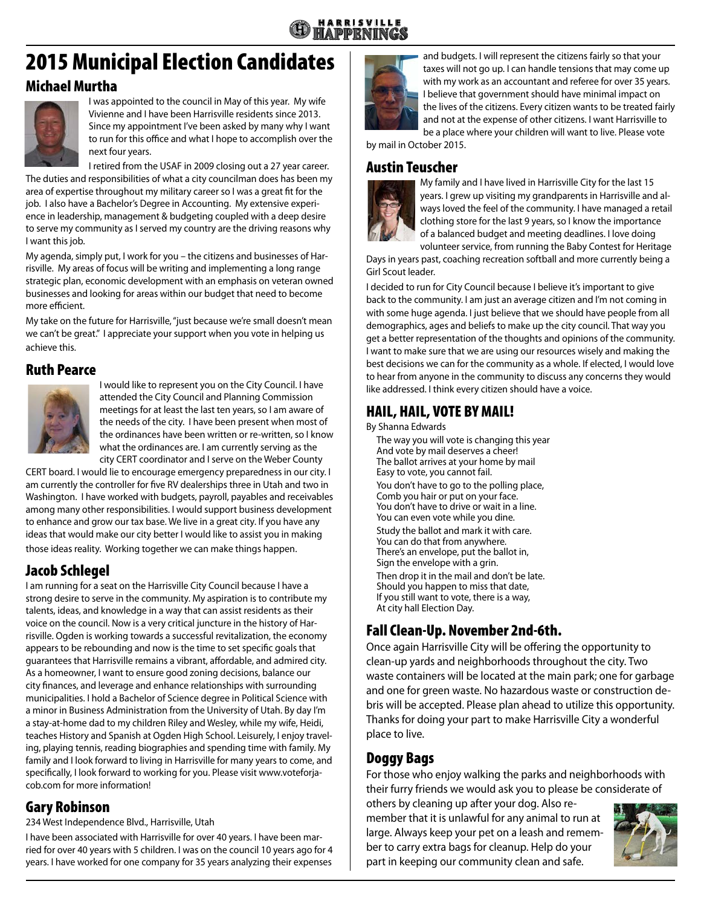# 2015 Municipal Election Candidates

## Michael Murtha

I was appointed to the council in May of this year. My wife Vivienne and I have been Harrisville residents since 2013. Since my appointment I've been asked by many why I want to run for this office and what I hope to accomplish over the next four years.

I retired from the USAF in 2009 closing out a 27 year career. The duties and responsibilities of what a city councilman does has been my area of expertise throughout my military career so I was a great fit for the job. I also have a Bachelor's Degree in Accounting. My extensive experience in leadership, management & budgeting coupled with a deep desire to serve my community as I served my country are the driving reasons why I want this job.

My agenda, simply put, I work for you – the citizens and businesses of Harrisville. My areas of focus will be writing and implementing a long range strategic plan, economic development with an emphasis on veteran owned businesses and looking for areas within our budget that need to become more efficient.

My take on the future for Harrisville, "just because we're small doesn't mean we can't be great." I appreciate your support when you vote in helping us achieve this.

## Ruth Pearce

I would like to represent you on the City Council. I have attended the City Council and Planning Commission meetings for at least the last ten years, so I am aware of the needs of the city. I have been present when most of the ordinances have been written or re-written, so I know what the ordinances are. I am currently serving as the city CERT coordinator and I serve on the Weber County CERT board. I would lie to encourage emergency preparedness in our city. I am currently the controller for five RV dealerships three in Utah and two in Washington. I have worked with budgets, payroll, payables and receivables among many other responsibilities. I would support business development to enhance and grow our tax base. We live in a great city. If you have any ideas that would make our city better I would like to assist you in making those ideas reality. Working together we can make things happen.

## Jacob Schlegel

I am running for a seat on the Harrisville City Council because I have a strong desire to serve in the community. My aspiration is to contribute my talents, ideas, and knowledge in a way that can assist residents as their voice on the council. Now is a very critical juncture in the history of Harrisville. Ogden is working towards a successful revitalization, the economy appears to be rebounding and now is the time to set specific goals that guarantees that Harrisville remains a vibrant, affordable, and admired city. As a homeowner, I want to ensure good zoning decisions, balance our city finances, and leverage and enhance relationships with surrounding municipalities. I hold a Bachelor of Science degree in Political Science with a minor in Business Administration from the University of Utah. By day I'm a stay-at-home dad to my children Riley and Wesley, while my wife, Heidi, teaches History and Spanish at Ogden High School. Leisurely, I enjoy traveling, playing tennis, reading biographies and spending time with family. My family and I look forward to living in Harrisville for many years to come, and specifically, I look forward to working for you. Please visit www.voteforjacob.com for more information!

## Gary Robinson

234 West Independence Blvd., Harrisville, Utah

I have been associated with Harrisville for over 40 years. I have been married for over 40 years with 5 children. I was on the council 10 years ago for 4 years. I have worked for one company for 35 years analyzing their expenses and budgets. I will represent the citizens fairly so that your taxes will not go up. I can handle tensions that may come up with my work as an accountant and referee for over 35 years. I believe that government should have minimal impact on the lives of the citizens. Every citizen wants to be treated fairly and not at the expense of other citizens. I want Harrisville to be a place where your children will want to live. Please vote by mail in October 2015.

## Austin Teuscher

My family and I have lived in Harrisville City for the last 15 years. I grew up visiting my grandparents in Harrisville and always loved the feel of the community. I have managed a retail clothing store for the last 9 years, so I know the importance of a balanced budget and meeting deadlines. I love doing volunteer service, from running the Baby Contest for Heritage Days in years past, coaching recreation softball and more currently being a Girl Scout leader.

I decided to run for City Council because I believe it's important to give back to the community. I am just an average citizen and I'm not coming in with some huge agenda. I just believe that we should have people from all demographics, ages and beliefs to make up the city council. That way you get a better representation of the thoughts and opinions of the community. I want to make sure that we are using our resources wisely and making the best decisions we can for the community as a whole. If elected, I would love to hear from anyone in the community to discuss any concerns they would like addressed. I think every citizen should have a voice.

# HAIL, HAIL, VOTE BY MAIL!

By Shanna Edwards

The way you will vote is changing this year
And vote by mail deserves a cheer!
The ballot arrives at your home by mail
Easy to vote, you cannot fail.

You don't have to go to the polling place,
Comb you hair or put on your face.
You don't have to drive or wait in a line.
You can even vote while you dine.

Study the ballot and mark it with care.
You can do that from anywhere.
There's an envelope, put the ballot in,
Sign the envelope with a grin.

Then drop it in the mail and don't be late.
Should you happen to miss that date,
If you still want to vote, there is a way,
At city hall Election Day.

# Fall Clean-Up. November 2nd-6th.

Once again Harrisville City will be offering the opportunity to clean-up yards and neighborhoods throughout the city. Two waste containers will be located at the main park; one for garbage and one for green waste. No hazardous waste or construction debris will be accepted. Please plan ahead to utilize this opportunity. Thanks for doing your part to make Harrisville City a wonderful place to live.

# Doggy Bags

For those who enjoy walking the parks and neighborhoods with their furry friends we would ask you to please be considerate of others by cleaning up after your dog. Also remember that it is unlawful for any animal to run at large. Always keep your pet on a leash and remember to carry extra bags for cleanup. Help do your part in keeping our community clean and safe.